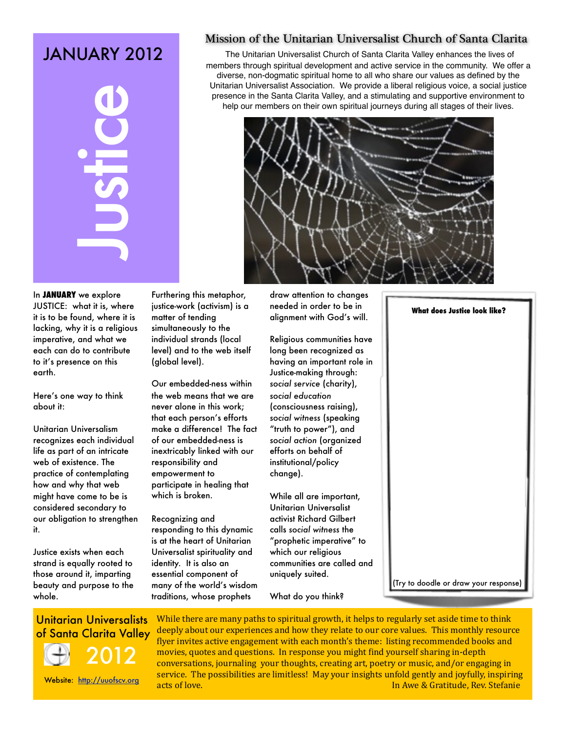# JANUARY 2012

# Justice

## Mission of the Unitarian Universalist Church of Santa Clarita

The Unitarian Universalist Church of Santa Clarita Valley enhances the lives of members through spiritual development and active service in the community. We offer a diverse, non-dogmatic spiritual home to all who share our values as defined by the Unitarian Universalist Association. We provide a liberal religious voice, a social justice presence in the Santa Clarita Valley, and a stimulating and supportive environment to help our members on their own spiritual journeys during all stages of their lives.

In **JANUARY** we explore JUSTICE: what it is, where it is to be found, where it is lacking, why it is a religious imperative, and what we each can do to contribute to it's presence on this earth.

Here's one way to think about it:

Unitarian Universalism recognizes each individual life as part of an intricate web of existence. The practice of contemplating how and why that web might have come to be is considered secondary to our obligation to strengthen it.

Justice exists when each strand is equally rooted to those around it, imparting beauty and purpose to the whole.

Furthering this metaphor, justice-work (activism) is a matter of tending simultaneously to the individual strands (local level) and to the web itself (global level).

Our embedded-ness within the web means that we are never alone in this work; that each person's efforts make a difference! The fact of our embedded-ness is inextricably linked with our responsibility and empowerment to participate in healing that which is broken.

Recognizing and responding to this dynamic is at the heart of Unitarian Universalist spirituality and identity. It is also an essential component of many of the world's wisdom traditions, whose prophets draw attention to changes needed in order to be in alignment with God's will.

Religious communities have long been recognized as having an important role in Justice-making through: *social service* (charity), *social education* (consciousness raising), *social witness* (speaking "truth to power"), and *social action* (organized efforts on behalf of institutional/policy change).

While all are important, Unitarian Universalist activist Richard Gilbert calls *social witness* the "prophetic imperative" to which our religious communities are called and uniquely suited.

What do you think?

**What does Justice look like?**

(Try to doodle or draw your response)

Unitarian Universalists of Santa Clarita Valley

2012

Website: http://uuofscv.org

While there are many paths to spiritual growth, it helps to regularly set aside time to think deeply about our experiences and how they relate to our core values. This monthly resource flyer invites active engagement with each month's theme: listing recommended books and movies, quotes and questions. In response you might find yourself sharing in-depth conversations, journaling your thoughts, creating art, poetry or music, and/or engaging in service. The possibilities are limitless! May your insights unfold gently and joyfully, inspiring acts of love.

In Awe & Gratitude, Rev. Stefanie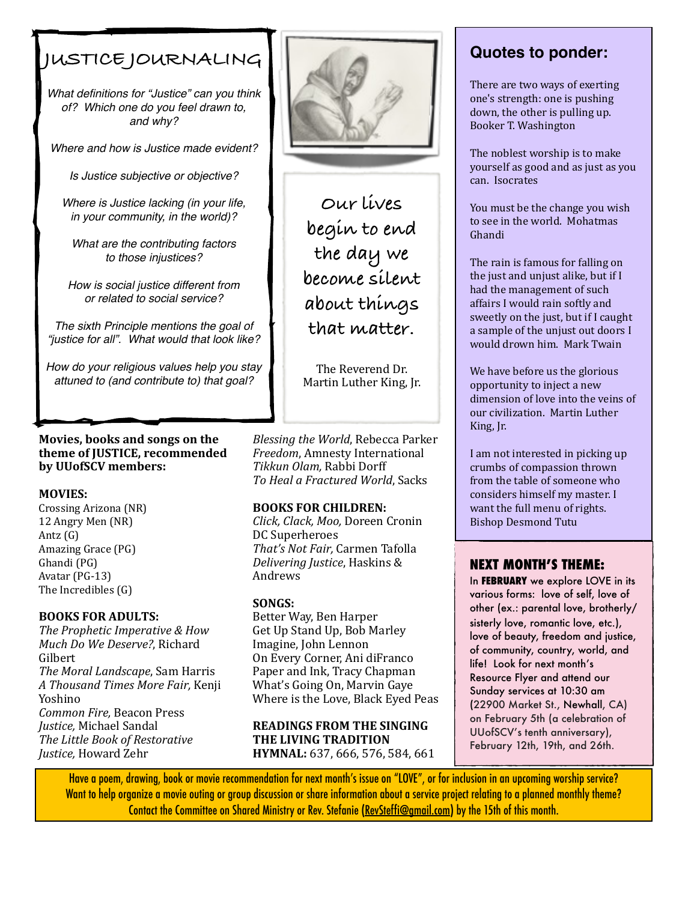# JUSTICE JOURNALING

*What definitions for "Justice" can you think of? Which one do you feel drawn to, and why?*

*Where and how is Justice made evident?*

*Is Justice subjective or objective?*

*Where is Justice lacking (in your life, in your community, in the world)?*

*What are the contributing factors to those injustices?*

*How is social justice different from or related to social service?*

*The sixth Principle mentions the goal of "justice for all". What would that look like?*

*How do your religious values help you stay attuned to (and contribute to) that goal?*

Our lives begin to end the day we become silent about things that matter.

The Reverend Dr. Martin Luther King, Jr.

## Quotes to ponder:

There are two ways of exerting one's strength: one is pushing down, the other is pulling up. Booker T. Washington

The noblest worship is to make yourself as good and as just as you can. Isocrates

You must be the change you wish to see in the world. Mohatmas Ghandi

The rain is famous for falling on the just and unjust alike, but if I had the management of such affairs I would rain softly and sweetly on the just, but if I caught a sample of the unjust out doors I would drown him. Mark Twain

We have before us the glorious opportunity to inject a new dimension of love into the veins of our civilization. Martin Luther King, Jr.

I am not interested in picking up crumbs of compassion thrown from the table of someone who considers himself my master. I want the full menu of rights. Bishop Desmond Tutu

**Movies, books and songs on the theme of JUSTICE, recommended by UUofSCV members:**

**MOVIES:**

Crossing Arizona (NR)
12 Angry Men (NR)
Antz (G)
Amazing Grace (PG)
Ghandi (PG)
Avatar (PG-13)
The Incredibles (G)

**BOOKS FOR ADULTS:**

*The Prophetic Imperative & How Much Do We Deserve?*, Richard Gilbert
*The Moral Landscape*, Sam Harris
*A Thousand Times More Fair,* Kenji Yoshino
*Common Fire,* Beacon Press
*Justice,* Michael Sandal
*The Little Book of Restorative Justice,* Howard Zehr
*Blessing the World*, Rebecca Parker
*Freedom*, Amnesty International
*Tikkun Olam,* Rabbi Dorff
*To Heal a Fractured World*, Sacks

**BOOKS FOR CHILDREN:**

*Click, Clack, Moo,* Doreen Cronin
DC Superheroes
*That's Not Fair,* Carmen Tafolla
*Delivering Justice*, Haskins & Andrews

**SONGS:**

Better Way, Ben Harper
Get Up Stand Up, Bob Marley
Imagine, John Lennon
On Every Corner, Ani diFranco
Paper and Ink, Tracy Chapman
What's Going On, Marvin Gaye
Where is the Love, Black Eyed Peas

**READINGS FROM THE SINGING THE LIVING TRADITION HYMNAL:** 637, 666, 576, 584, 661

## NEXT MONTH'S THEME:

In **FEBRUARY** we explore LOVE in its various forms: love of self, love of other (ex.: parental love, brotherly/sisterly love, romantic love, etc.), love of beauty, freedom and justice, of community, country, world, and life! Look for next month's Resource Flyer and attend our Sunday services at 10:30 am (22900 Market St., Newhall, CA) on February 5th (a celebration of UUofSCV's tenth anniversary), February 12th, 19th, and 26th.

Have a poem, drawing, book or movie recommendation for next month's issue on "LOVE", or for inclusion in an upcoming worship service? Want to help organize a movie outing or group discussion or share information about a service project relating to a planned monthly theme? Contact the Committee on Shared Ministry or Rev. Stefanie (RevSteffi@gmail.com) by the 15th of this month.